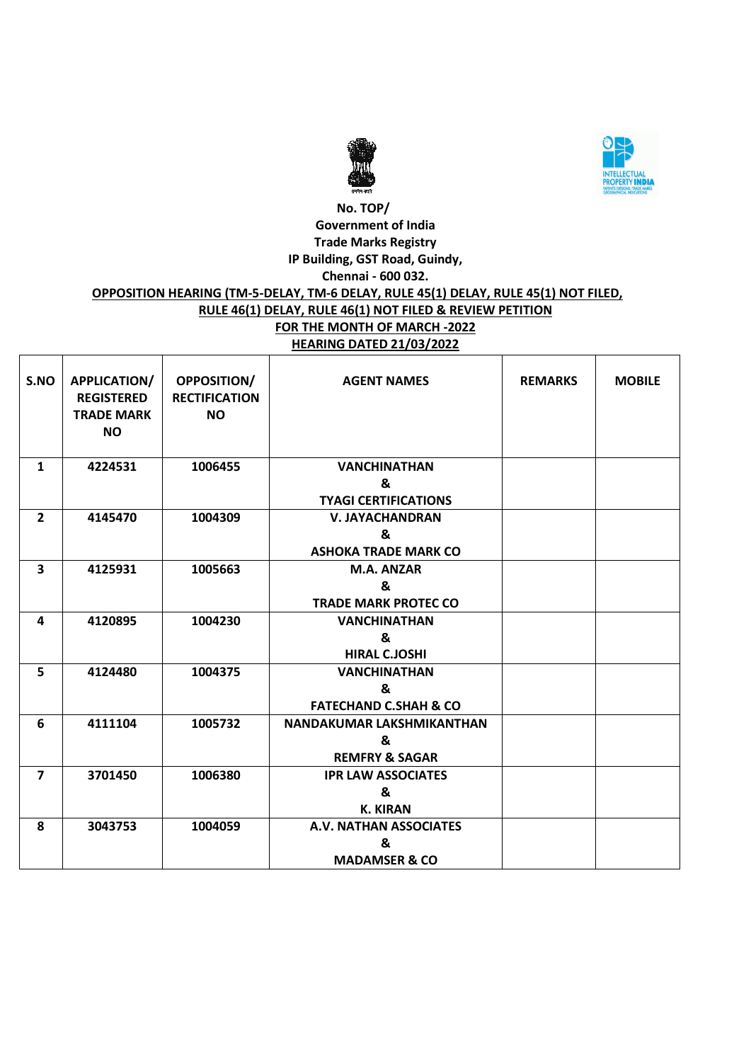**No. TOP/**
**Government of India**
**Trade Marks Registry**
**IP Building, GST Road, Guindy,**
**Chennai - 600 032.**

**OPPOSITION HEARING (TM-5-DELAY, TM-6 DELAY, RULE 45(1) DELAY, RULE 45(1) NOT FILED, RULE 46(1) DELAY, RULE 46(1) NOT FILED & REVIEW PETITION**

**FOR THE MONTH OF MARCH -2022**

**HEARING DATED 21/03/2022**

| S.NO | APPLICATION/ REGISTERED TRADE MARK NO | OPPOSITION/ RECTIFICATION NO | AGENT NAMES | REMARKS | MOBILE |
|---|---|---|---|---|---|
| 1 | 4224531 | 1006455 | VANCHINATHAN & TYAGI CERTIFICATIONS | | |
| 2 | 4145470 | 1004309 | V. JAYACHANDRAN & ASHOKA TRADE MARK CO | | |
| 3 | 4125931 | 1005663 | M.A. ANZAR & TRADE MARK PROTEC CO | | |
| 4 | 4120895 | 1004230 | VANCHINATHAN & HIRAL C.JOSHI | | |
| 5 | 4124480 | 1004375 | VANCHINATHAN & FATECHAND C.SHAH & CO | | |
| 6 | 4111104 | 1005732 | NANDAKUMAR LAKSHMIKANTHAN & REMFRY & SAGAR | | |
| 7 | 3701450 | 1006380 | IPR LAW ASSOCIATES & K. KIRAN | | |
| 8 | 3043753 | 1004059 | A.V. NATHAN ASSOCIATES & MADAMSER & CO | | |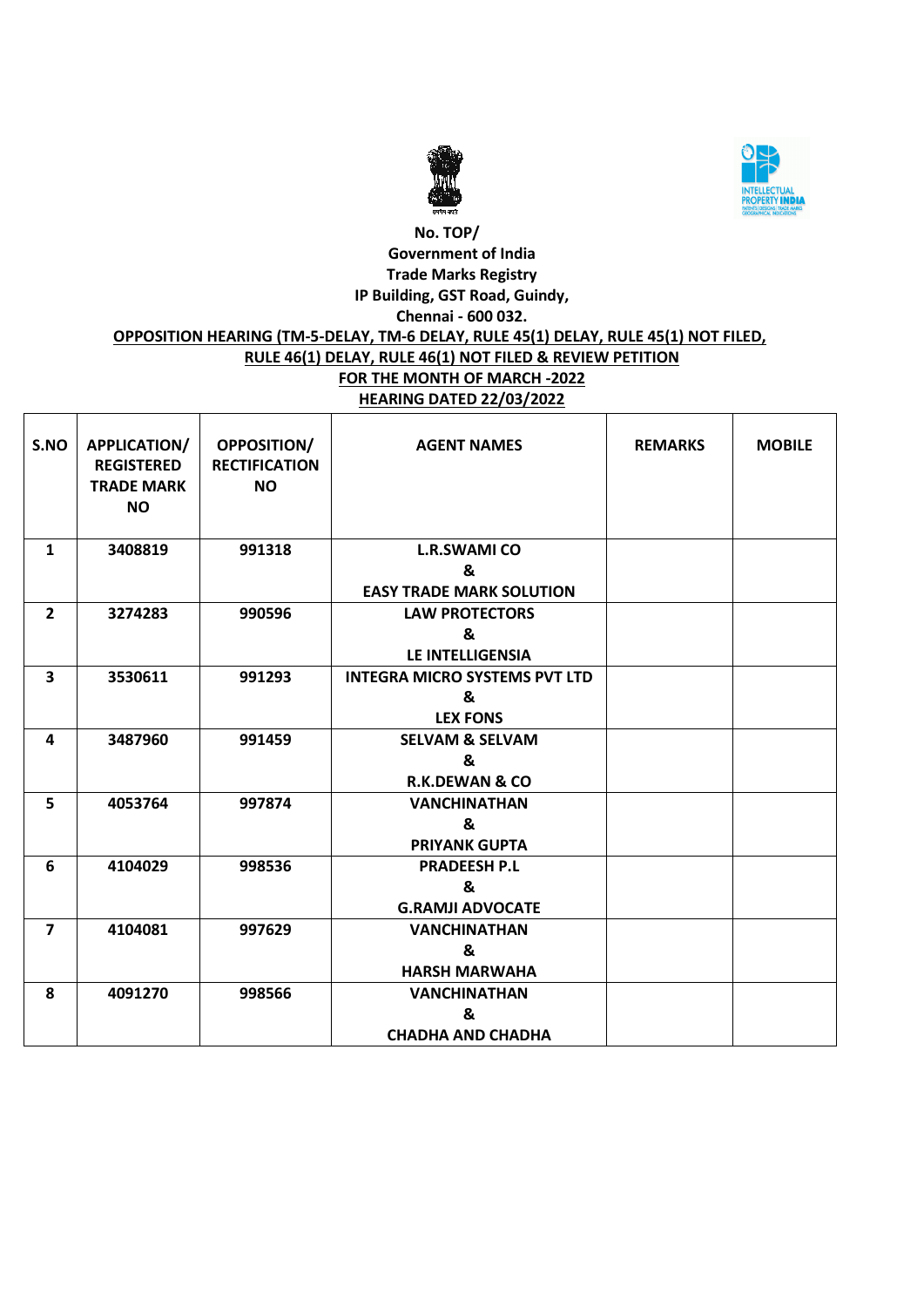**No. TOP/**
**Government of India**
**Trade Marks Registry**
**IP Building, GST Road, Guindy,**
**Chennai - 600 032.**

**OPPOSITION HEARING (TM-5-DELAY, TM-6 DELAY, RULE 45(1) DELAY, RULE 45(1) NOT FILED, RULE 46(1) DELAY, RULE 46(1) NOT FILED & REVIEW PETITION**

**FOR THE MONTH OF MARCH -2022**

**HEARING DATED 22/03/2022**

| S.NO | APPLICATION/ REGISTERED TRADE MARK NO | OPPOSITION/ RECTIFICATION NO | AGENT NAMES | REMARKS | MOBILE |
|---|---|---|---|---|---|
| 1 | 3408819 | 991318 | L.R.SWAMI CO & EASY TRADE MARK SOLUTION | | |
| 2 | 3274283 | 990596 | LAW PROTECTORS & LE INTELLIGENSIA | | |
| 3 | 3530611 | 991293 | INTEGRA MICRO SYSTEMS PVT LTD & LEX FONS | | |
| 4 | 3487960 | 991459 | SELVAM & SELVAM & R.K.DEWAN & CO | | |
| 5 | 4053764 | 997874 | VANCHINATHAN & PRIYANK GUPTA | | |
| 6 | 4104029 | 998536 | PRADEESH P.L & G.RAMJI ADVOCATE | | |
| 7 | 4104081 | 997629 | VANCHINATHAN & HARSH MARWAHA | | |
| 8 | 4091270 | 998566 | VANCHINATHAN & CHADHA AND CHADHA | | |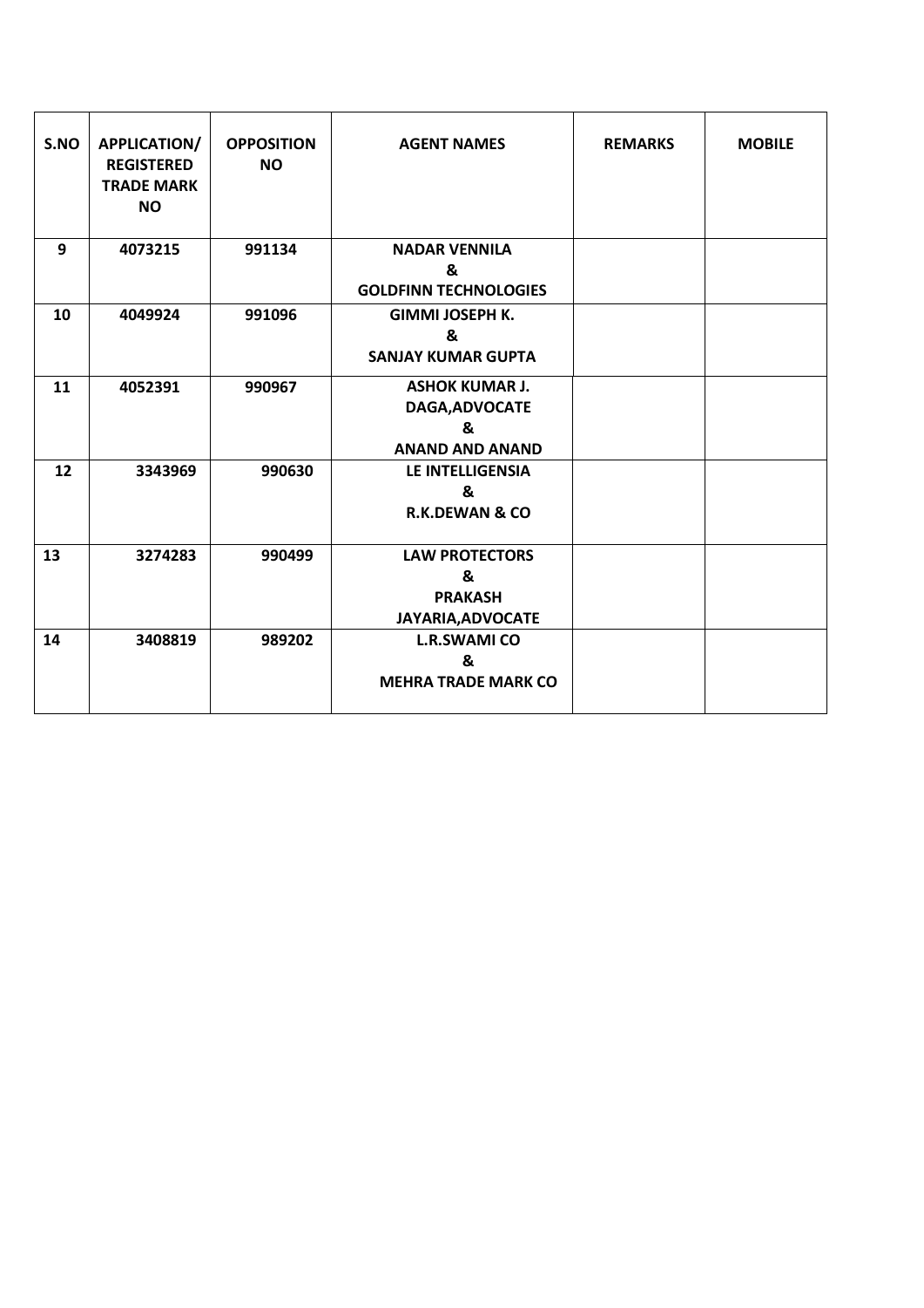| S.NO | APPLICATION/ REGISTERED TRADE MARK NO | OPPOSITION NO | AGENT NAMES | REMARKS | MOBILE |
|---|---|---|---|---|---|
| 9 | 4073215 | 991134 | NADAR VENNILA & GOLDFINN TECHNOLOGIES | | |
| 10 | 4049924 | 991096 | GIMMI JOSEPH K. & SANJAY KUMAR GUPTA | | |
| 11 | 4052391 | 990967 | ASHOK KUMAR J. DAGA,ADVOCATE & ANAND AND ANAND | | |
| 12 | 3343969 | 990630 | LE INTELLIGENSIA & R.K.DEWAN & CO | | |
| 13 | 3274283 | 990499 | LAW PROTECTORS & PRAKASH JAYARIA,ADVOCATE | | |
| 14 | 3408819 | 989202 | L.R.SWAMI CO & MEHRA TRADE MARK CO | | |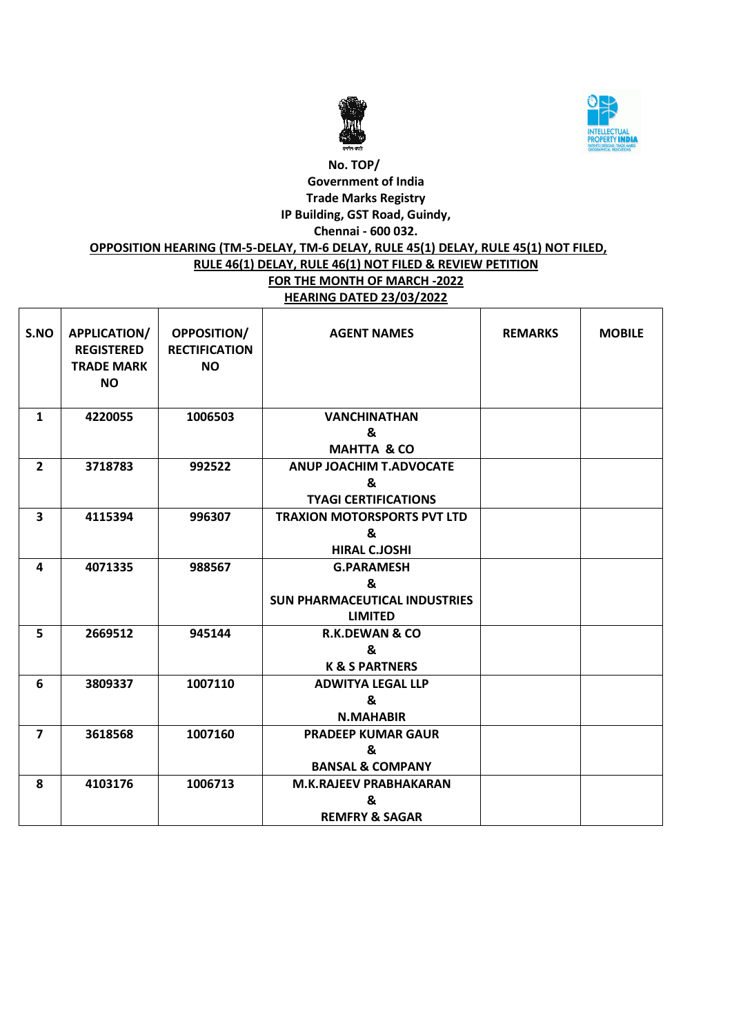**No. TOP/**
**Government of India**
**Trade Marks Registry**
**IP Building, GST Road, Guindy,**
**Chennai - 600 032.**

**OPPOSITION HEARING (TM-5-DELAY, TM-6 DELAY, RULE 45(1) DELAY, RULE 45(1) NOT FILED, RULE 46(1) DELAY, RULE 46(1) NOT FILED & REVIEW PETITION**

**FOR THE MONTH OF MARCH -2022**

**HEARING DATED 23/03/2022**

| S.NO | APPLICATION/ REGISTERED TRADE MARK NO | OPPOSITION/ RECTIFICATION NO | AGENT NAMES | REMARKS | MOBILE |
|---|---|---|---|---|---|
| 1 | 4220055 | 1006503 | VANCHINATHAN & MAHTTA & CO | | |
| 2 | 3718783 | 992522 | ANUP JOACHIM T.ADVOCATE & TYAGI CERTIFICATIONS | | |
| 3 | 4115394 | 996307 | TRAXION MOTORSPORTS PVT LTD & HIRAL C.JOSHI | | |
| 4 | 4071335 | 988567 | G.PARAMESH & SUN PHARMACEUTICAL INDUSTRIES LIMITED | | |
| 5 | 2669512 | 945144 | R.K.DEWAN & CO & K & S PARTNERS | | |
| 6 | 3809337 | 1007110 | ADWITYA LEGAL LLP & N.MAHABIR | | |
| 7 | 3618568 | 1007160 | PRADEEP KUMAR GAUR & BANSAL & COMPANY | | |
| 8 | 4103176 | 1006713 | M.K.RAJEEV PRABHAKARAN & REMFRY & SAGAR | | |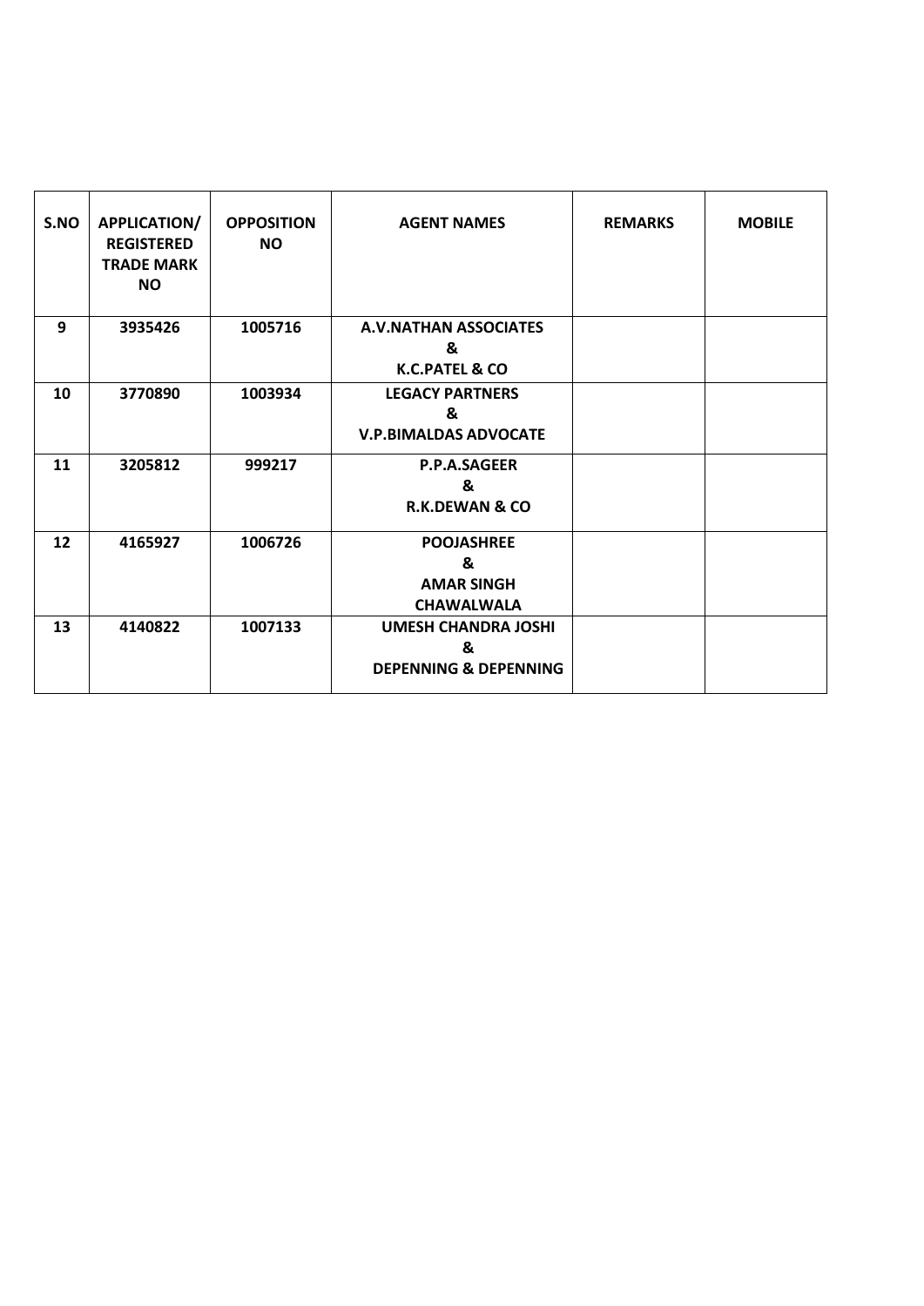| S.NO | APPLICATION/ REGISTERED TRADE MARK NO | OPPOSITION NO | AGENT NAMES | REMARKS | MOBILE |
|---|---|---|---|---|---|
| 9 | 3935426 | 1005716 | A.V.NATHAN ASSOCIATES & K.C.PATEL & CO | | |
| 10 | 3770890 | 1003934 | LEGACY PARTNERS & V.P.BIMALDAS ADVOCATE | | |
| 11 | 3205812 | 999217 | P.P.A.SAGEER & R.K.DEWAN & CO | | |
| 12 | 4165927 | 1006726 | POOJASHREE & AMAR SINGH CHAWALWALA | | |
| 13 | 4140822 | 1007133 | UMESH CHANDRA JOSHI & DEPENNING & DEPENNING | | |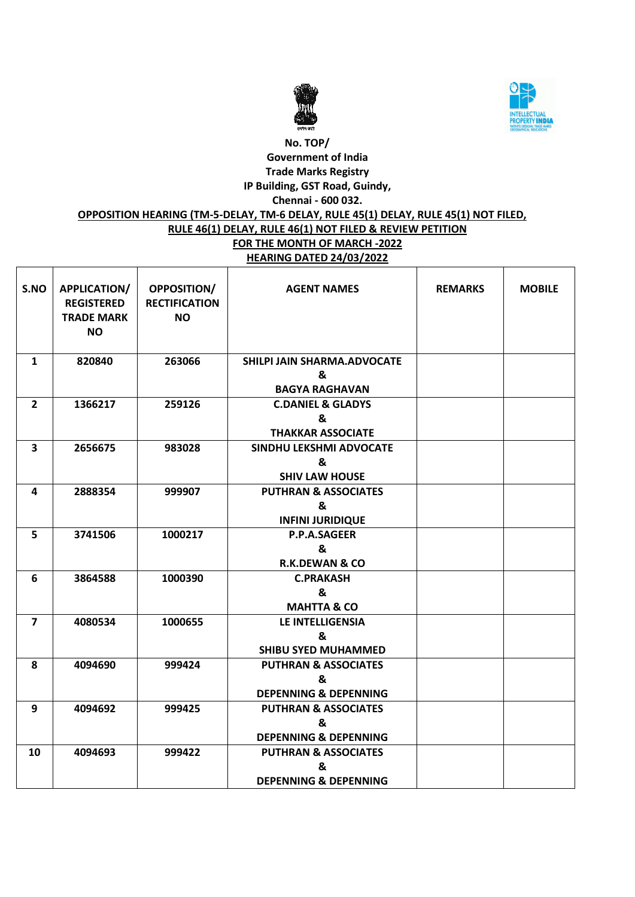**No. TOP/**
**Government of India**
**Trade Marks Registry**
**IP Building, GST Road, Guindy,**
**Chennai - 600 032.**

**OPPOSITION HEARING (TM-5-DELAY, TM-6 DELAY, RULE 45(1) DELAY, RULE 45(1) NOT FILED, RULE 46(1) DELAY, RULE 46(1) NOT FILED & REVIEW PETITION**

**FOR THE MONTH OF MARCH -2022**

**HEARING DATED 24/03/2022**

| S.NO | APPLICATION/ REGISTERED TRADE MARK NO | OPPOSITION/ RECTIFICATION NO | AGENT NAMES | REMARKS | MOBILE |
|---|---|---|---|---|---|
| 1 | 820840 | 263066 | SHILPI JAIN SHARMA.ADVOCATE & BAGYA RAGHAVAN | | |
| 2 | 1366217 | 259126 | C.DANIEL & GLADYS & THAKKAR ASSOCIATE | | |
| 3 | 2656675 | 983028 | SINDHU LEKSHMI ADVOCATE & SHIV LAW HOUSE | | |
| 4 | 2888354 | 999907 | PUTHRAN & ASSOCIATES & INFINI JURIDIQUE | | |
| 5 | 3741506 | 1000217 | P.P.A.SAGEER & R.K.DEWAN & CO | | |
| 6 | 3864588 | 1000390 | C.PRAKASH & MAHTTA & CO | | |
| 7 | 4080534 | 1000655 | LE INTELLIGENSIA & SHIBU SYED MUHAMMED | | |
| 8 | 4094690 | 999424 | PUTHRAN & ASSOCIATES & DEPENNING & DEPENNING | | |
| 9 | 4094692 | 999425 | PUTHRAN & ASSOCIATES & DEPENNING & DEPENNING | | |
| 10 | 4094693 | 999422 | PUTHRAN & ASSOCIATES & DEPENNING & DEPENNING | | |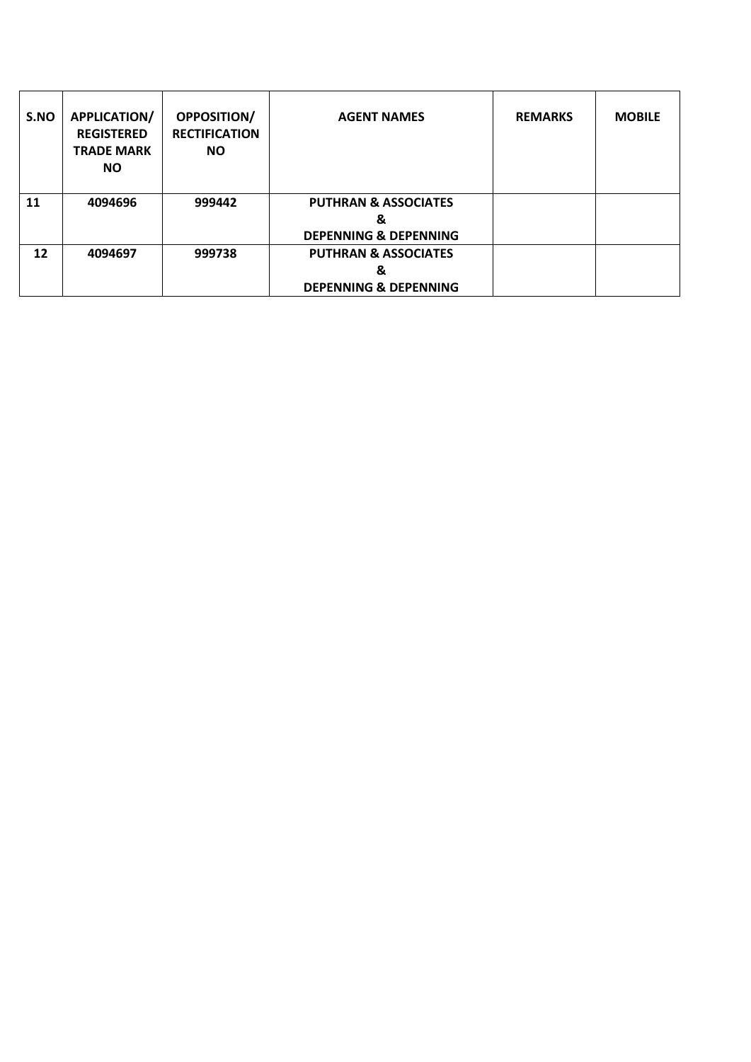| S.NO | APPLICATION/ REGISTERED TRADE MARK NO | OPPOSITION/ RECTIFICATION NO | AGENT NAMES | REMARKS | MOBILE |
|---|---|---|---|---|---|
| 11 | 4094696 | 999442 | PUTHRAN & ASSOCIATES & DEPENNING & DEPENNING | | |
| 12 | 4094697 | 999738 | PUTHRAN & ASSOCIATES & DEPENNING & DEPENNING | | |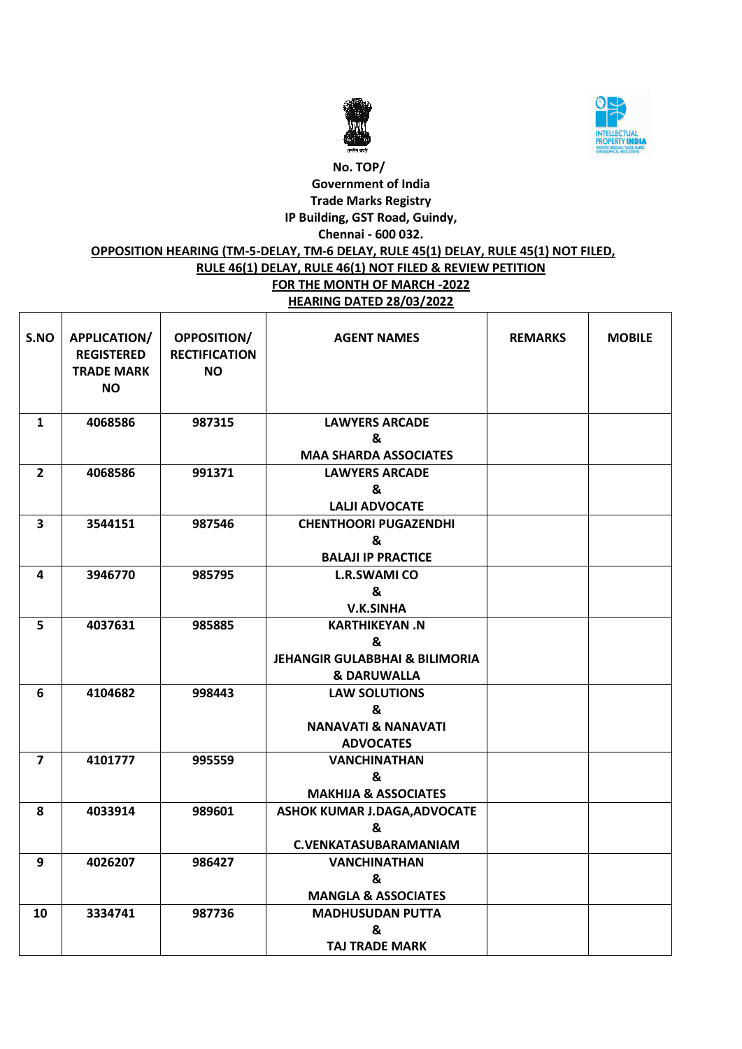No. TOP/

Government of India

Trade Marks Registry

IP Building, GST Road, Guindy,

Chennai - 600 032.

**OPPOSITION HEARING (TM-5-DELAY, TM-6 DELAY, RULE 45(1) DELAY, RULE 45(1) NOT FILED, RULE 46(1) DELAY, RULE 46(1) NOT FILED & REVIEW PETITION**

**FOR THE MONTH OF MARCH -2022**

**HEARING DATED 28/03/2022**

| S.NO | APPLICATION/ REGISTERED TRADE MARK NO | OPPOSITION/ RECTIFICATION NO | AGENT NAMES | REMARKS | MOBILE |
|---|---|---|---|---|---|
| 1 | 4068586 | 987315 | LAWYERS ARCADE & MAA SHARDA ASSOCIATES | | |
| 2 | 4068586 | 991371 | LAWYERS ARCADE & LALJI ADVOCATE | | |
| 3 | 3544151 | 987546 | CHENTHOORI PUGAZENDHI & BALAJI IP PRACTICE | | |
| 4 | 3946770 | 985795 | L.R.SWAMI CO & V.K.SINHA | | |
| 5 | 4037631 | 985885 | KARTHIKEYAN .N & JEHANGIR GULABBHAI & BILIMORIA & DARUWALLA | | |
| 6 | 4104682 | 998443 | LAW SOLUTIONS & NANAVATI & NANAVATI ADVOCATES | | |
| 7 | 4101777 | 995559 | VANCHINATHAN & MAKHIJA & ASSOCIATES | | |
| 8 | 4033914 | 989601 | ASHOK KUMAR J.DAGA,ADVOCATE & C.VENKATASUBARAMANIAM | | |
| 9 | 4026207 | 986427 | VANCHINATHAN & MANGLA & ASSOCIATES | | |
| 10 | 3334741 | 987736 | MADHUSUDAN PUTTA & TAJ TRADE MARK | | |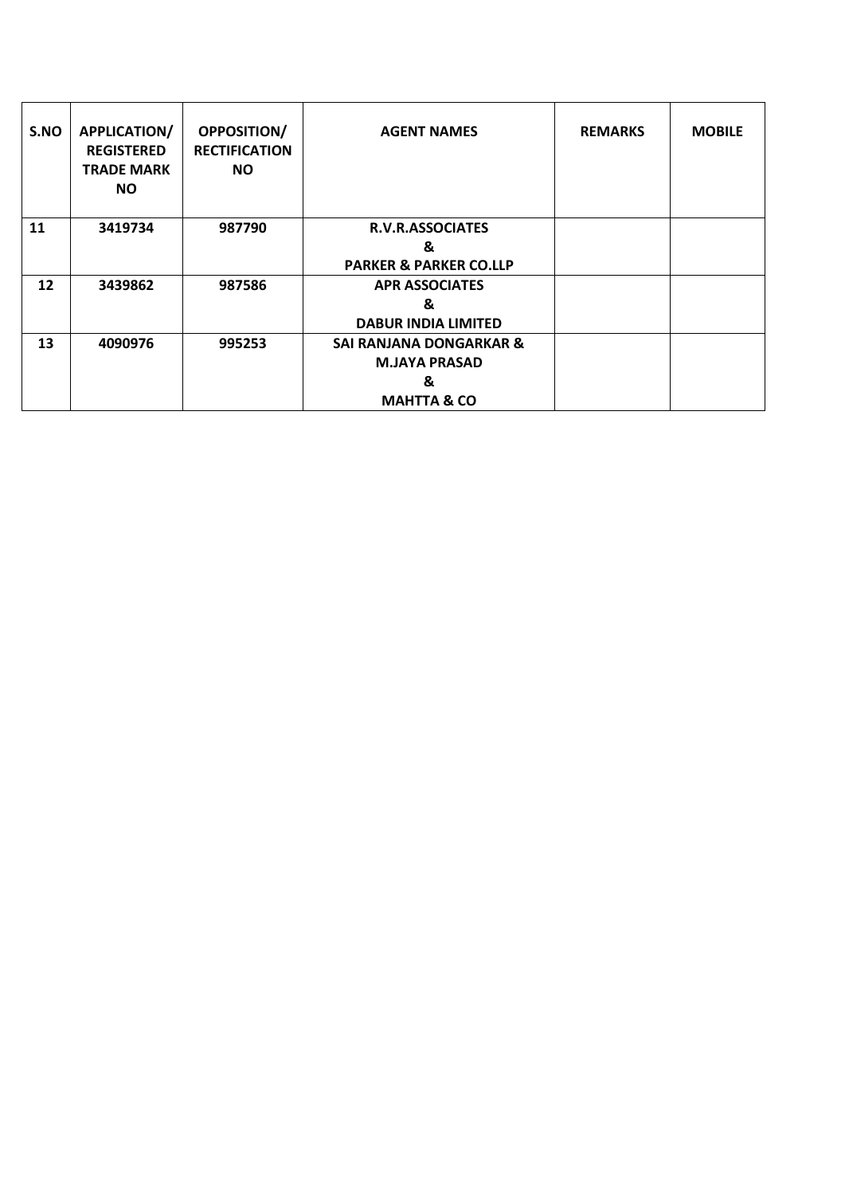| S.NO | APPLICATION/ REGISTERED TRADE MARK NO | OPPOSITION/ RECTIFICATION NO | AGENT NAMES | REMARKS | MOBILE |
|---|---|---|---|---|---|
| 11 | 3419734 | 987790 | R.V.R.ASSOCIATES & PARKER & PARKER CO.LLP | | |
| 12 | 3439862 | 987586 | APR ASSOCIATES & DABUR INDIA LIMITED | | |
| 13 | 4090976 | 995253 | SAI RANJANA DONGARKAR & M.JAYA PRASAD & MAHTTA & CO | | |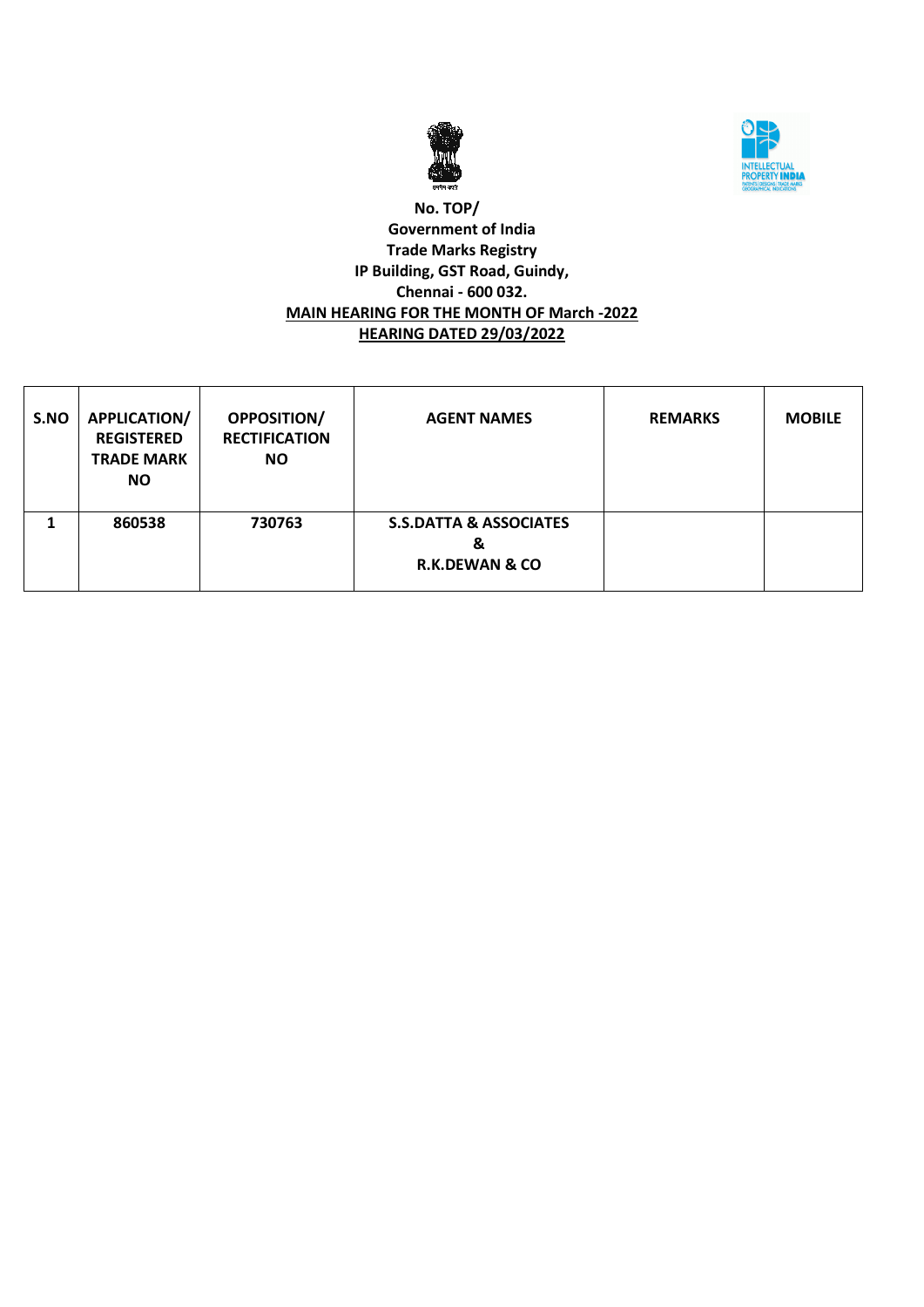**No. TOP/**
**Government of India**
**Trade Marks Registry**
**IP Building, GST Road, Guindy,**
**Chennai - 600 032.**

**MAIN HEARING FOR THE MONTH OF March -2022**

**HEARING DATED 29/03/2022**

| S.NO | APPLICATION/ REGISTERED TRADE MARK NO | OPPOSITION/ RECTIFICATION NO | AGENT NAMES | REMARKS | MOBILE |
|---|---|---|---|---|---|
| 1 | 860538 | 730763 | S.S.DATTA & ASSOCIATES & R.K.DEWAN & CO | | |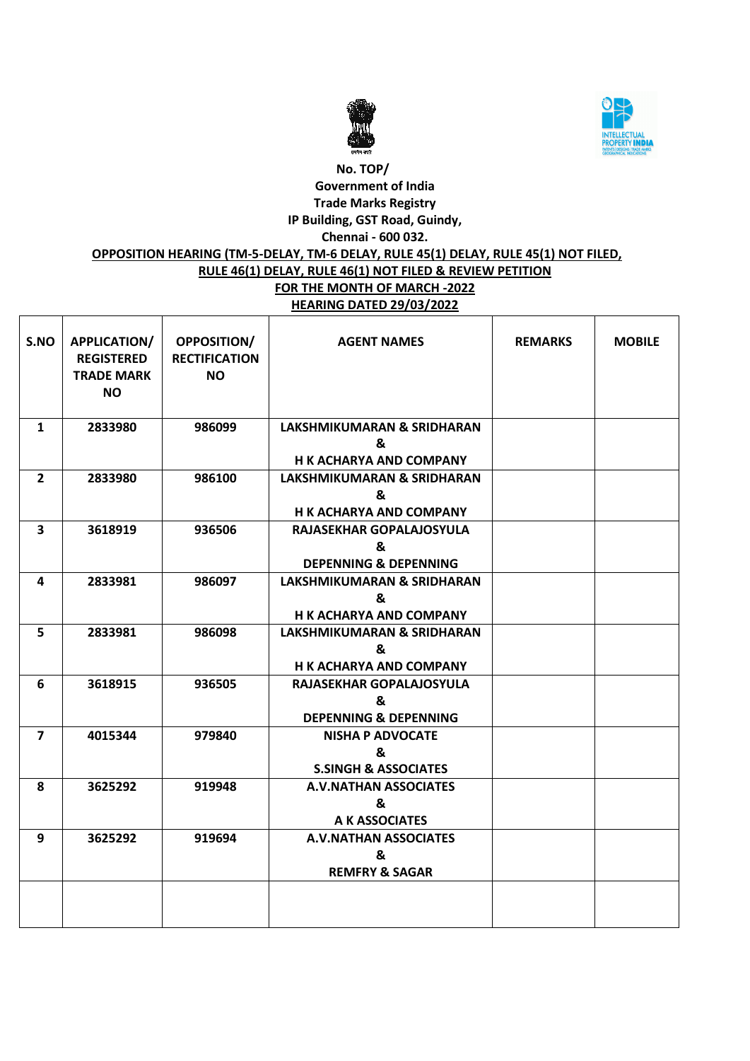**No. TOP/**
**Government of India**
**Trade Marks Registry**
**IP Building, GST Road, Guindy,**
**Chennai - 600 032.**

**OPPOSITION HEARING (TM-5-DELAY, TM-6 DELAY, RULE 45(1) DELAY, RULE 45(1) NOT FILED, RULE 46(1) DELAY, RULE 46(1) NOT FILED & REVIEW PETITION**

**FOR THE MONTH OF MARCH -2022**

**HEARING DATED 29/03/2022**

| S.NO | APPLICATION/ REGISTERED TRADE MARK NO | OPPOSITION/ RECTIFICATION NO | AGENT NAMES | REMARKS | MOBILE |
|---|---|---|---|---|---|
| 1 | 2833980 | 986099 | LAKSHMIKUMARAN & SRIDHARAN & H K ACHARYA AND COMPANY | | |
| 2 | 2833980 | 986100 | LAKSHMIKUMARAN & SRIDHARAN & H K ACHARYA AND COMPANY | | |
| 3 | 3618919 | 936506 | RAJASEKHAR GOPALAJOSYULA & DEPENNING & DEPENNING | | |
| 4 | 2833981 | 986097 | LAKSHMIKUMARAN & SRIDHARAN & H K ACHARYA AND COMPANY | | |
| 5 | 2833981 | 986098 | LAKSHMIKUMARAN & SRIDHARAN & H K ACHARYA AND COMPANY | | |
| 6 | 3618915 | 936505 | RAJASEKHAR GOPALAJOSYULA & DEPENNING & DEPENNING | | |
| 7 | 4015344 | 979840 | NISHA P ADVOCATE & S.SINGH & ASSOCIATES | | |
| 8 | 3625292 | 919948 | A.V.NATHAN ASSOCIATES & A K ASSOCIATES | | |
| 9 | 3625292 | 919694 | A.V.NATHAN ASSOCIATES & REMFRY & SAGAR | | |
| | | | | | |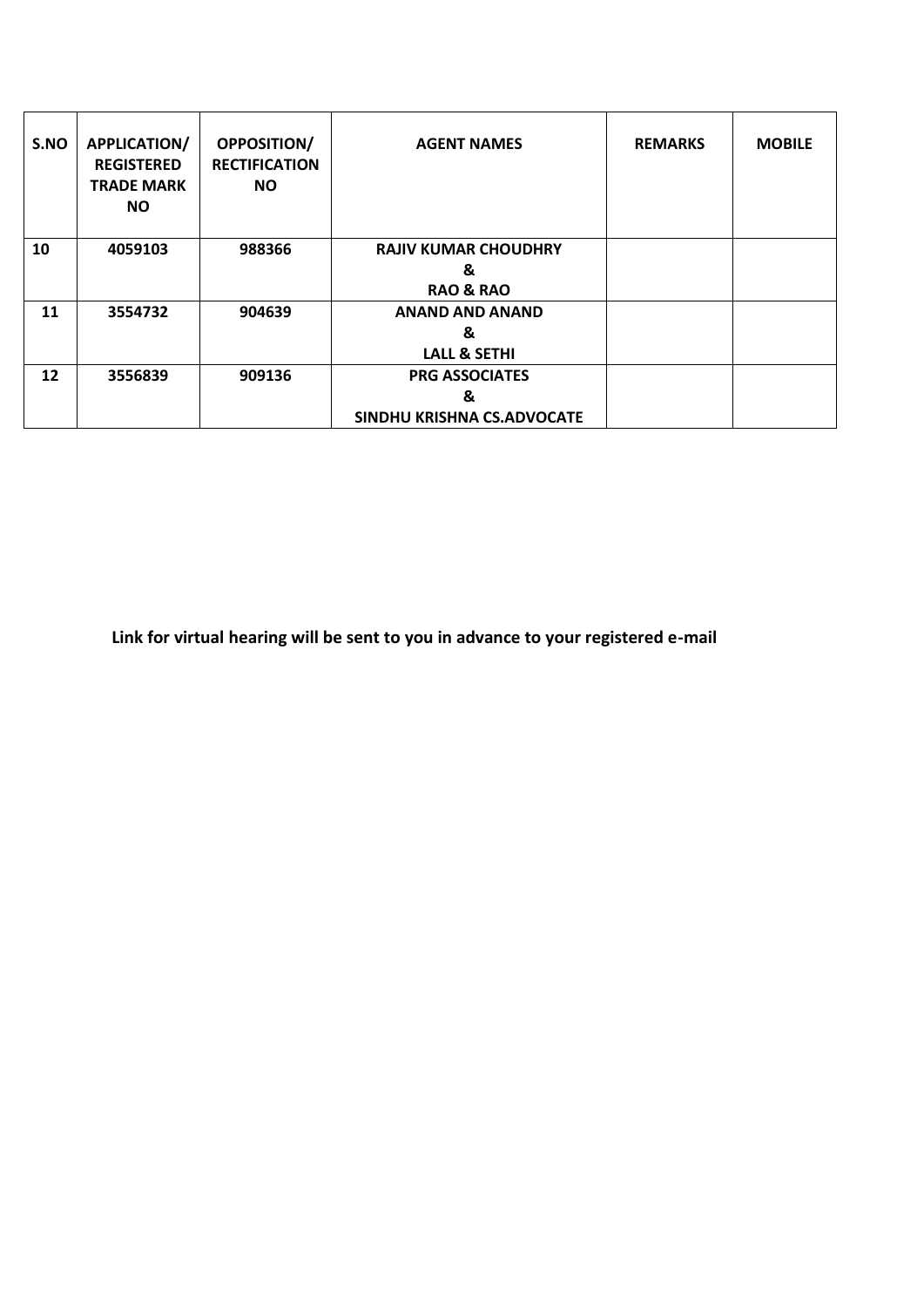| S.NO | APPLICATION/ REGISTERED TRADE MARK NO | OPPOSITION/ RECTIFICATION NO | AGENT NAMES | REMARKS | MOBILE |
|---|---|---|---|---|---|
| 10 | 4059103 | 988366 | RAJIV KUMAR CHOUDHRY & RAO & RAO | | |
| 11 | 3554732 | 904639 | ANAND AND ANAND & LALL & SETHI | | |
| 12 | 3556839 | 909136 | PRG ASSOCIATES & SINDHU KRISHNA CS.ADVOCATE | | |

**Link for virtual hearing will be sent to you in advance to your registered e-mail**